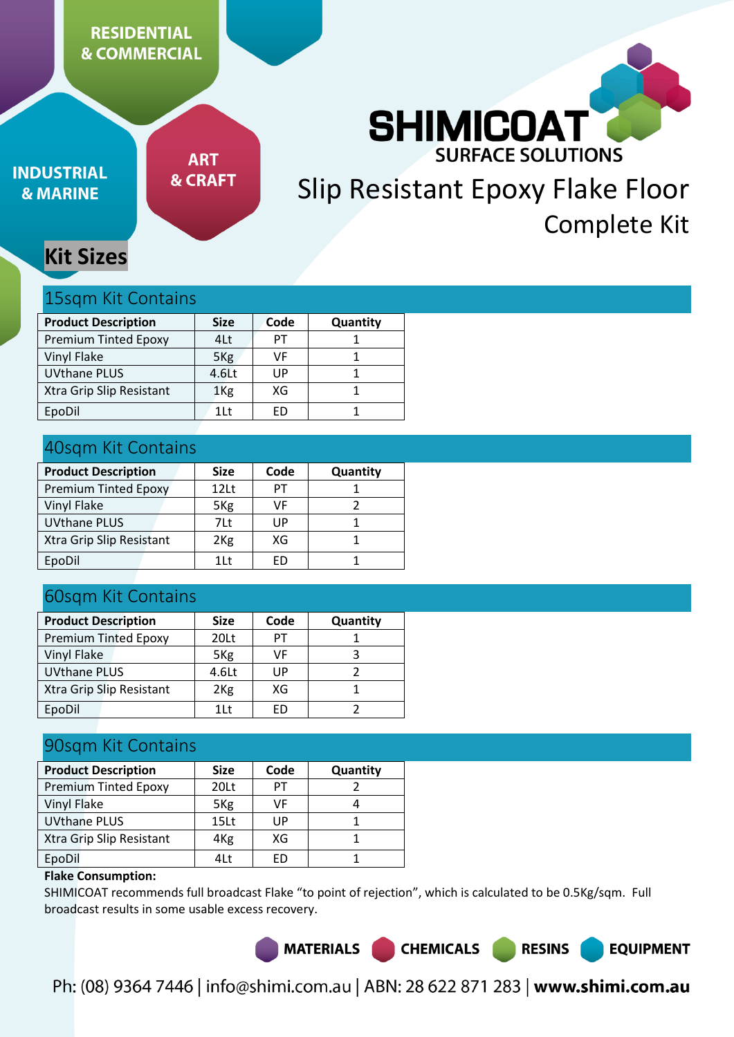RESIDENTIAL & COMMERCIAL

INDUSTRIAL & MARINE

ART & CRAFT

SHIMICOAT SURFACE SOLUTIONS

# Slip Resistant Epoxy Flake Floor Complete Kit

## Kit Sizes

### 15sqm Kit Contains

| Product Description | Size | Code | Quantity |
|---|---|---|---|
| Premium Tinted Epoxy | 4Lt | PT | 1 |
| Vinyl Flake | 5Kg | VF | 1 |
| UVthane PLUS | 4.6Lt | UP | 1 |
| Xtra Grip Slip Resistant | 1Kg | XG | 1 |
| EpoDil | 1Lt | ED | 1 |

### 40sqm Kit Contains

| Product Description | Size | Code | Quantity |
|---|---|---|---|
| Premium Tinted Epoxy | 12Lt | PT | 1 |
| Vinyl Flake | 5Kg | VF | 2 |
| UVthane PLUS | 7Lt | UP | 1 |
| Xtra Grip Slip Resistant | 2Kg | XG | 1 |
| EpoDil | 1Lt | ED | 1 |

### 60sqm Kit Contains

| Product Description | Size | Code | Quantity |
|---|---|---|---|
| Premium Tinted Epoxy | 20Lt | PT | 1 |
| Vinyl Flake | 5Kg | VF | 3 |
| UVthane PLUS | 4.6Lt | UP | 2 |
| Xtra Grip Slip Resistant | 2Kg | XG | 1 |
| EpoDil | 1Lt | ED | 2 |

### 90sqm Kit Contains

| Product Description | Size | Code | Quantity |
|---|---|---|---|
| Premium Tinted Epoxy | 20Lt | PT | 2 |
| Vinyl Flake | 5Kg | VF | 4 |
| UVthane PLUS | 15Lt | UP | 1 |
| Xtra Grip Slip Resistant | 4Kg | XG | 1 |
| EpoDil | 4Lt | ED | 1 |

**Flake Consumption:**

SHIMICOAT recommends full broadcast Flake "to point of rejection", which is calculated to be 0.5Kg/sqm. Full broadcast results in some usable excess recovery.

MATERIALS CHEMICALS RESINS EQUIPMENT

Ph: (08) 9364 7446 | info@shimi.com.au | ABN: 28 622 871 283 | **www.shimi.com.au**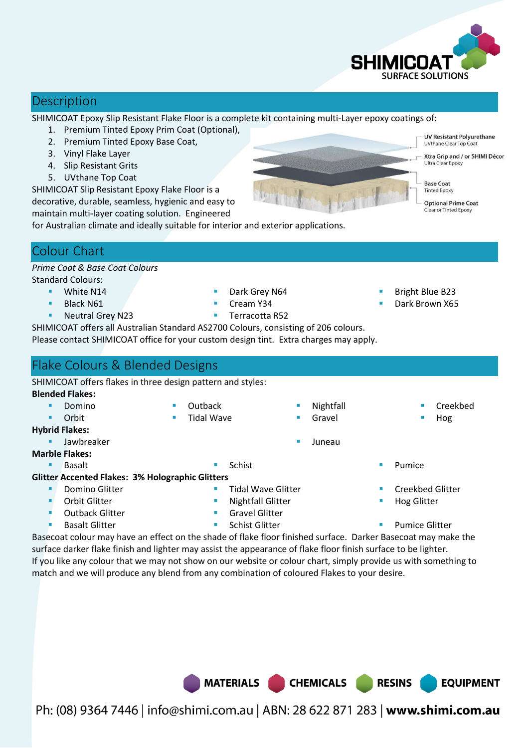## Description

SHIMICOAT Epoxy Slip Resistant Flake Floor is a complete kit containing multi-Layer epoxy coatings of:

1. Premium Tinted Epoxy Prim Coat (Optional),
2. Premium Tinted Epoxy Base Coat,
3. Vinyl Flake Layer
4. Slip Resistant Grits
5. UVthane Top Coat

SHIMICOAT Slip Resistant Epoxy Flake Floor is a decorative, durable, seamless, hygienic and easy to maintain multi-layer coating solution. Engineered for Australian climate and ideally suitable for interior and exterior applications.

UV Resistant Polyurethane
UVthane Clear Top Coat

Xtra Grip and / or SHIMI Décor
Ultra Clear Epoxy

Base Coat
Tinted Epoxy

Optional Prime Coat
Clear or Tinted Epoxy

## Colour Chart

*Prime Coat & Base Coat Colours*

Standard Colours:

- White N14
- Black N61
- Neutral Grey N23
- Dark Grey N64
- Cream Y34
- Terracotta R52
- Bright Blue B23
- Dark Brown X65

SHIMICOAT offers all Australian Standard AS2700 Colours, consisting of 206 colours.
Please contact SHIMICOAT office for your custom design tint. Extra charges may apply.

## Flake Colours & Blended Designs

SHIMICOAT offers flakes in three design pattern and styles:

**Blended Flakes:**

- Domino
- Orbit
- Outback
- Tidal Wave
- Nightfall
- Gravel
- Creekbed
- Hog

**Hybrid Flakes:**

- Jawbreaker
- Juneau

**Marble Flakes:**

- Basalt
- Schist
- Pumice

**Glitter Accented Flakes: 3% Holographic Glitters**

- Domino Glitter
- Orbit Glitter
- Outback Glitter
- Basalt Glitter
- Tidal Wave Glitter
- Nightfall Glitter
- Gravel Glitter
- Schist Glitter
- Creekbed Glitter
- Hog Glitter
- Pumice Glitter

Basecoat colour may have an effect on the shade of flake floor finished surface. Darker Basecoat may make the surface darker flake finish and lighter may assist the appearance of flake floor finish surface to be lighter.
If you like any colour that we may not show on our website or colour chart, simply provide us with something to match and we will produce any blend from any combination of coloured Flakes to your desire.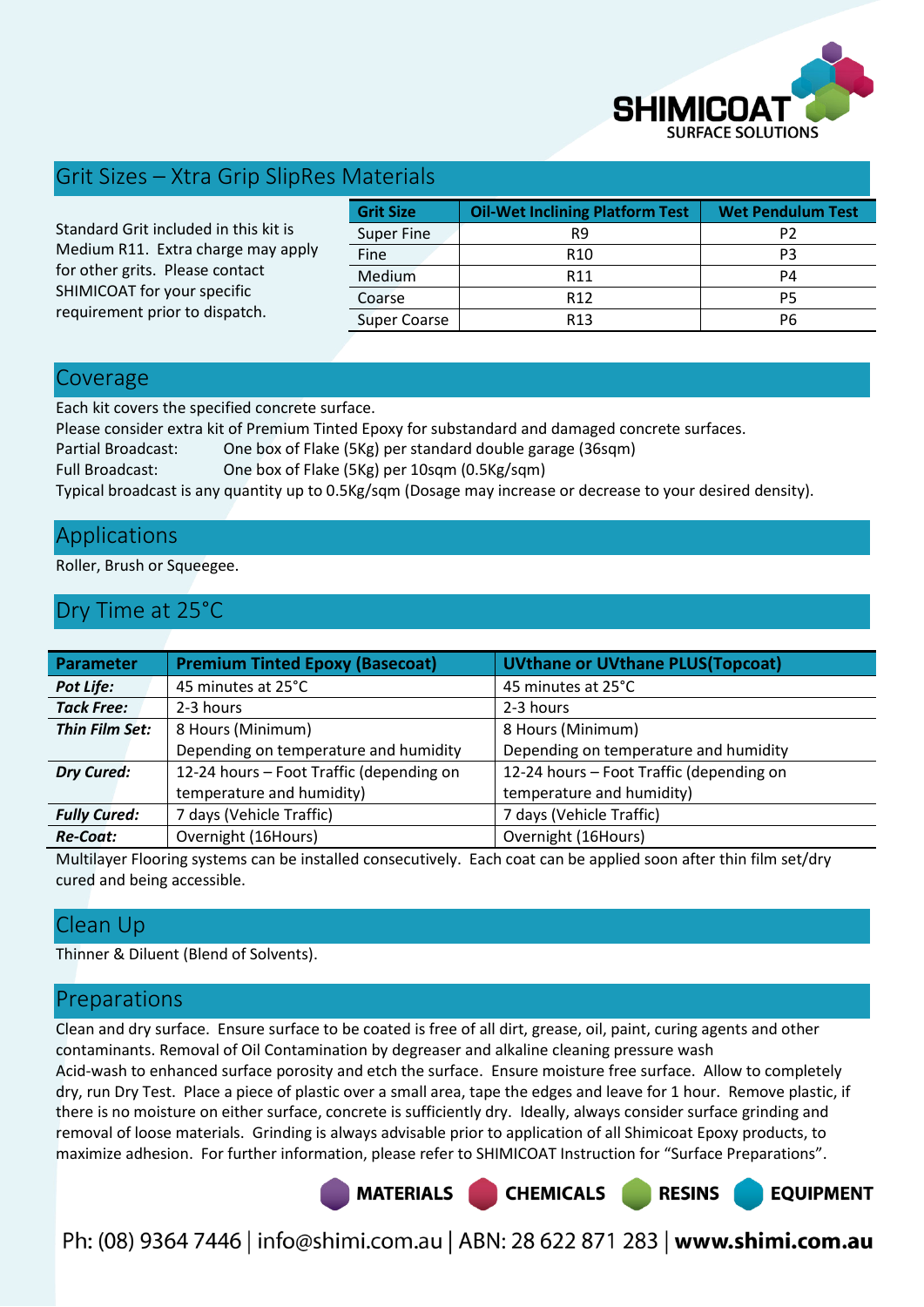## Grit Sizes – Xtra Grip SlipRes Materials

Standard Grit included in this kit is Medium R11. Extra charge may apply for other grits. Please contact SHIMICOAT for your specific requirement prior to dispatch.

| Grit Size | Oil-Wet Inclining Platform Test | Wet Pendulum Test |
|---|---|---|
| Super Fine | R9 | P2 |
| Fine | R10 | P3 |
| Medium | R11 | P4 |
| Coarse | R12 | P5 |
| Super Coarse | R13 | P6 |

## Coverage

Each kit covers the specified concrete surface.

Please consider extra kit of Premium Tinted Epoxy for substandard and damaged concrete surfaces.

Partial Broadcast: One box of Flake (5Kg) per standard double garage (36sqm)

Full Broadcast: One box of Flake (5Kg) per 10sqm (0.5Kg/sqm)

Typical broadcast is any quantity up to 0.5Kg/sqm (Dosage may increase or decrease to your desired density).

## Applications

Roller, Brush or Squeegee.

## Dry Time at 25°C

| Parameter | Premium Tinted Epoxy (Basecoat) | UVthane or UVthane PLUS(Topcoat) |
|---|---|---|
| ***Pot Life:*** | 45 minutes at 25°C | 45 minutes at 25°C |
| ***Tack Free:*** | 2-3 hours | 2-3 hours |
| ***Thin Film Set:*** | 8 Hours (Minimum) Depending on temperature and humidity | 8 Hours (Minimum) Depending on temperature and humidity |
| ***Dry Cured:*** | 12-24 hours – Foot Traffic (depending on temperature and humidity) | 12-24 hours – Foot Traffic (depending on temperature and humidity) |
| ***Fully Cured:*** | 7 days (Vehicle Traffic) | 7 days (Vehicle Traffic) |
| ***Re-Coat:*** | Overnight (16Hours) | Overnight (16Hours) |

Multilayer Flooring systems can be installed consecutively. Each coat can be applied soon after thin film set/dry cured and being accessible.

## Clean Up

Thinner & Diluent (Blend of Solvents).

## Preparations

Clean and dry surface. Ensure surface to be coated is free of all dirt, grease, oil, paint, curing agents and other contaminants. Removal of Oil Contamination by degreaser and alkaline cleaning pressure wash

Acid-wash to enhanced surface porosity and etch the surface. Ensure moisture free surface. Allow to completely dry, run Dry Test. Place a piece of plastic over a small area, tape the edges and leave for 1 hour. Remove plastic, if there is no moisture on either surface, concrete is sufficiently dry. Ideally, always consider surface grinding and removal of loose materials. Grinding is always advisable prior to application of all Shimicoat Epoxy products, to maximize adhesion. For further information, please refer to SHIMICOAT Instruction for "Surface Preparations".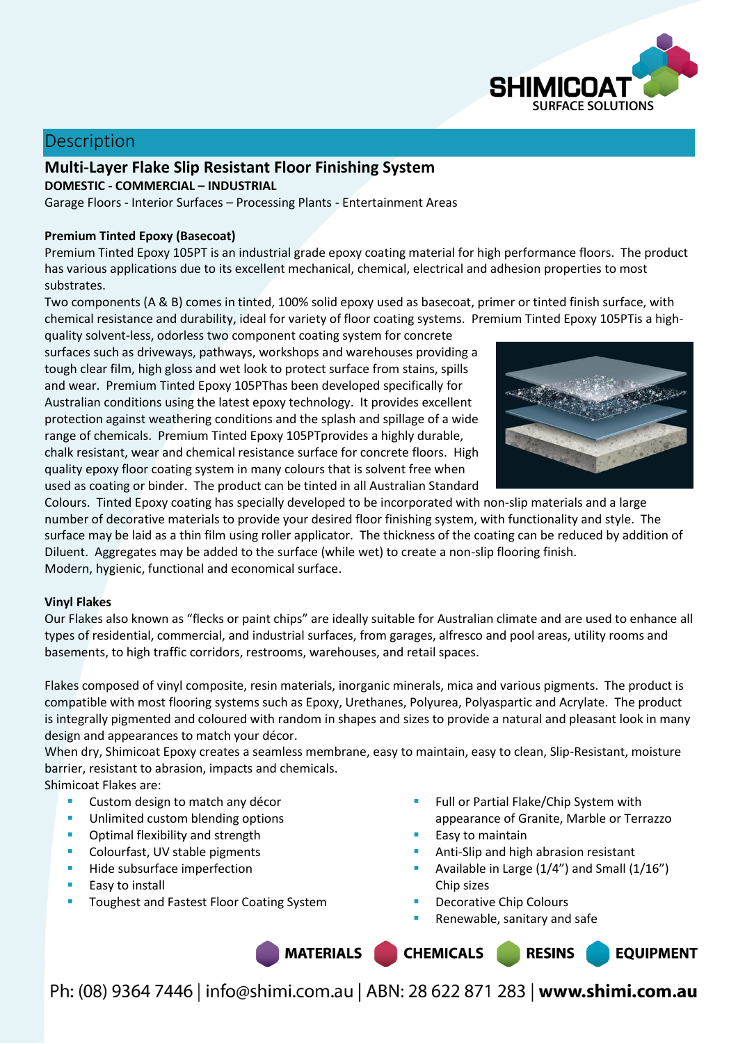## Description

### Multi-Layer Flake Slip Resistant Floor Finishing System

**DOMESTIC - COMMERCIAL – INDUSTRIAL**

Garage Floors - Interior Surfaces – Processing Plants - Entertainment Areas

**Premium Tinted Epoxy (Basecoat)**

Premium Tinted Epoxy 105PT is an industrial grade epoxy coating material for high performance floors. The product has various applications due to its excellent mechanical, chemical, electrical and adhesion properties to most substrates.

Two components (A & B) comes in tinted, 100% solid epoxy used as basecoat, primer or tinted finish surface, with chemical resistance and durability, ideal for variety of floor coating systems. Premium Tinted Epoxy 105PTis a high-quality solvent-less, odorless two component coating system for concrete surfaces such as driveways, pathways, workshops and warehouses providing a tough clear film, high gloss and wet look to protect surface from stains, spills and wear. Premium Tinted Epoxy 105PThas been developed specifically for Australian conditions using the latest epoxy technology. It provides excellent protection against weathering conditions and the splash and spillage of a wide range of chemicals. Premium Tinted Epoxy 105PTprovides a highly durable, chalk resistant, wear and chemical resistance surface for concrete floors. High quality epoxy floor coating system in many colours that is solvent free when used as coating or binder. The product can be tinted in all Australian Standard Colours. Tinted Epoxy coating has specially developed to be incorporated with non-slip materials and a large number of decorative materials to provide your desired floor finishing system, with functionality and style. The surface may be laid as a thin film using roller applicator. The thickness of the coating can be reduced by addition of Diluent. Aggregates may be added to the surface (while wet) to create a non-slip flooring finish.
Modern, hygienic, functional and economical surface.

**Vinyl Flakes**

Our Flakes also known as "flecks or paint chips" are ideally suitable for Australian climate and are used to enhance all types of residential, commercial, and industrial surfaces, from garages, alfresco and pool areas, utility rooms and basements, to high traffic corridors, restrooms, warehouses, and retail spaces.

Flakes composed of vinyl composite, resin materials, inorganic minerals, mica and various pigments. The product is compatible with most flooring systems such as Epoxy, Urethanes, Polyurea, Polyaspartic and Acrylate. The product is integrally pigmented and coloured with random in shapes and sizes to provide a natural and pleasant look in many design and appearances to match your décor.
When dry, Shimicoat Epoxy creates a seamless membrane, easy to maintain, easy to clean, Slip-Resistant, moisture barrier, resistant to abrasion, impacts and chemicals.
Shimicoat Flakes are:

- Custom design to match any décor
- Unlimited custom blending options
- Optimal flexibility and strength
- Colourfast, UV stable pigments
- Hide subsurface imperfection
- Easy to install
- Toughest and Fastest Floor Coating System
- Full or Partial Flake/Chip System with appearance of Granite, Marble or Terrazzo
- Easy to maintain
- Anti-Slip and high abrasion resistant
- Available in Large (1/4") and Small (1/16") Chip sizes
- Decorative Chip Colours
- Renewable, sanitary and safe

MATERIALS CHEMICALS RESINS EQUIPMENT

Ph: (08) 9364 7446 | info@shimi.com.au | ABN: 28 622 871 283 | **www.shimi.com.au**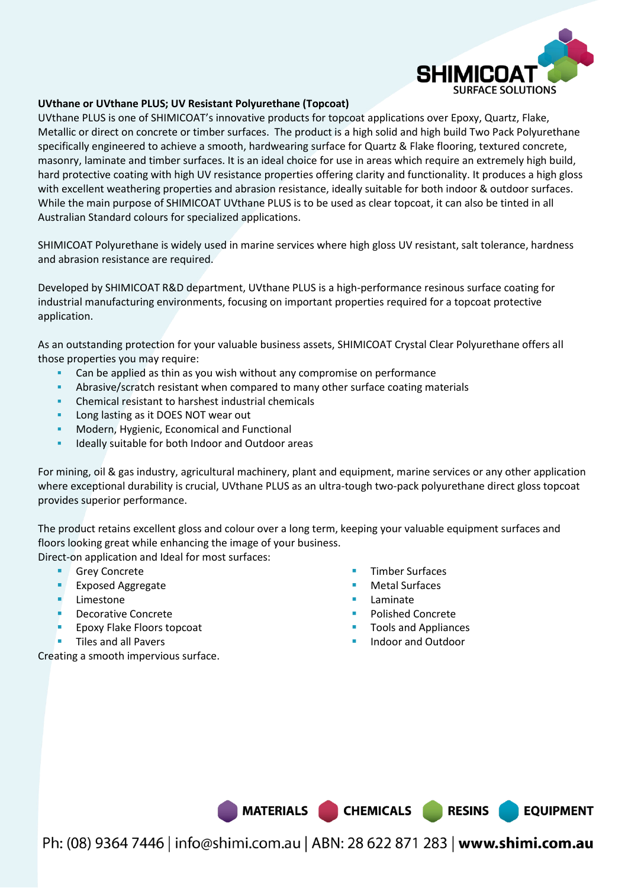**UVthane or UVthane PLUS; UV Resistant Polyurethane (Topcoat)**

UVthane PLUS is one of SHIMICOAT's innovative products for topcoat applications over Epoxy, Quartz, Flake, Metallic or direct on concrete or timber surfaces. The product is a high solid and high build Two Pack Polyurethane specifically engineered to achieve a smooth, hardwearing surface for Quartz & Flake flooring, textured concrete, masonry, laminate and timber surfaces. It is an ideal choice for use in areas which require an extremely high build, hard protective coating with high UV resistance properties offering clarity and functionality. It produces a high gloss with excellent weathering properties and abrasion resistance, ideally suitable for both indoor & outdoor surfaces. While the main purpose of SHIMICOAT UVthane PLUS is to be used as clear topcoat, it can also be tinted in all Australian Standard colours for specialized applications.

SHIMICOAT Polyurethane is widely used in marine services where high gloss UV resistant, salt tolerance, hardness and abrasion resistance are required.

Developed by SHIMICOAT R&D department, UVthane PLUS is a high-performance resinous surface coating for industrial manufacturing environments, focusing on important properties required for a topcoat protective application.

As an outstanding protection for your valuable business assets, SHIMICOAT Crystal Clear Polyurethane offers all those properties you may require:

- Can be applied as thin as you wish without any compromise on performance
- Abrasive/scratch resistant when compared to many other surface coating materials
- Chemical resistant to harshest industrial chemicals
- Long lasting as it DOES NOT wear out
- Modern, Hygienic, Economical and Functional
- Ideally suitable for both Indoor and Outdoor areas

For mining, oil & gas industry, agricultural machinery, plant and equipment, marine services or any other application where exceptional durability is crucial, UVthane PLUS as an ultra-tough two-pack polyurethane direct gloss topcoat provides superior performance.

The product retains excellent gloss and colour over a long term, keeping your valuable equipment surfaces and floors looking great while enhancing the image of your business.

Direct-on application and Ideal for most surfaces:

- Grey Concrete
- Exposed Aggregate
- Limestone
- Decorative Concrete
- Epoxy Flake Floors topcoat
- Tiles and all Pavers
- Timber Surfaces
- Metal Surfaces
- Laminate
- Polished Concrete
- Tools and Appliances
- Indoor and Outdoor

Creating a smooth impervious surface.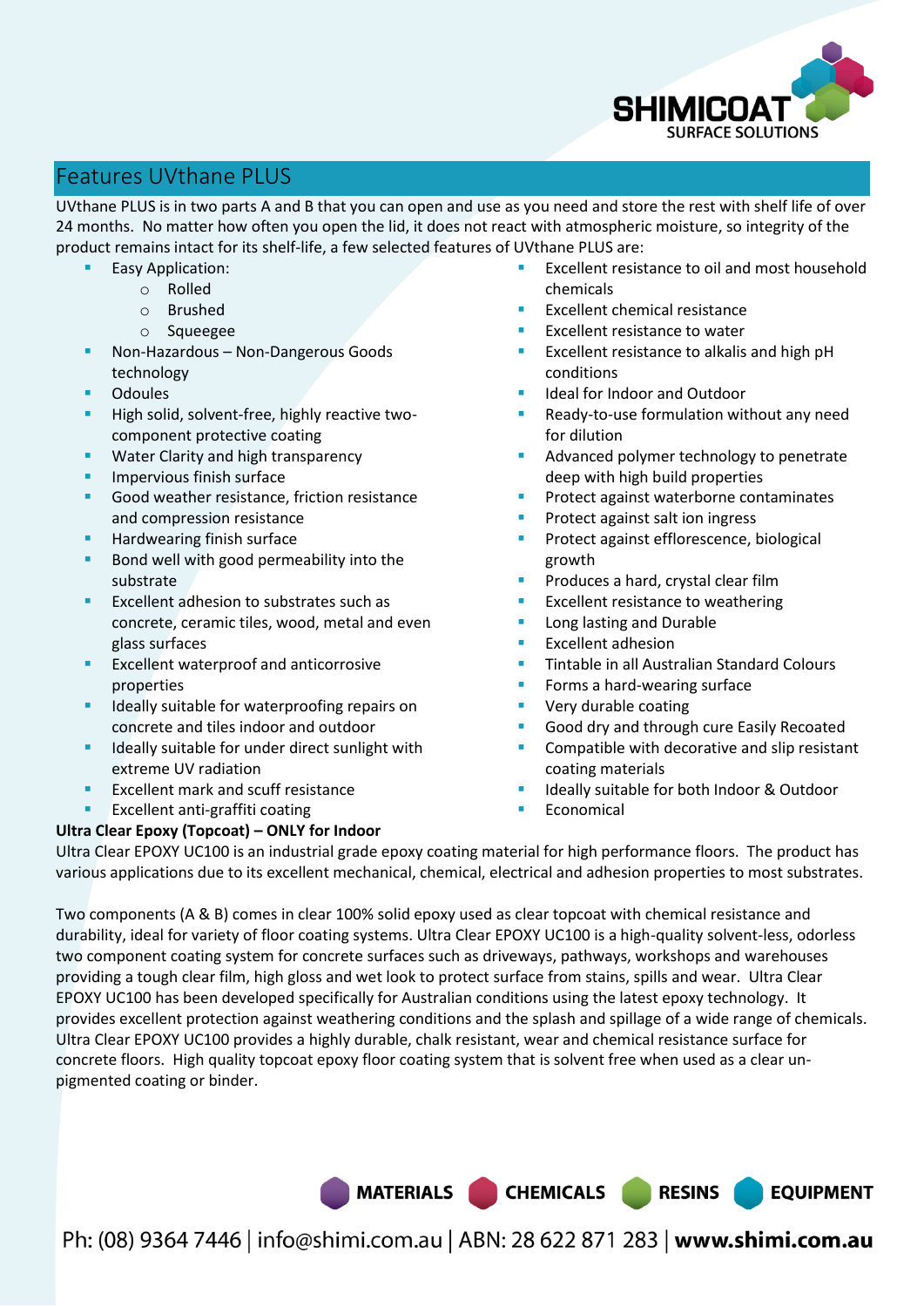## Features UVthane PLUS

UVthane PLUS is in two parts A and B that you can open and use as you need and store the rest with shelf life of over 24 months. No matter how often you open the lid, it does not react with atmospheric moisture, so integrity of the product remains intact for its shelf-life, a few selected features of UVthane PLUS are:

- Easy Application:
    - Rolled
    - Brushed
    - Squeegee
- Non-Hazardous – Non-Dangerous Goods technology
- Odoules
- High solid, solvent-free, highly reactive two-component protective coating
- Water Clarity and high transparency
- Impervious finish surface
- Good weather resistance, friction resistance and compression resistance
- Hardwearing finish surface
- Bond well with good permeability into the substrate
- Excellent adhesion to substrates such as concrete, ceramic tiles, wood, metal and even glass surfaces
- Excellent waterproof and anticorrosive properties
- Ideally suitable for waterproofing repairs on concrete and tiles indoor and outdoor
- Ideally suitable for under direct sunlight with extreme UV radiation
- Excellent mark and scuff resistance
- Excellent anti-graffiti coating
- Excellent resistance to oil and most household chemicals
- Excellent chemical resistance
- Excellent resistance to water
- Excellent resistance to alkalis and high pH conditions
- Ideal for Indoor and Outdoor
- Ready-to-use formulation without any need for dilution
- Advanced polymer technology to penetrate deep with high build properties
- Protect against waterborne contaminates
- Protect against salt ion ingress
- Protect against efflorescence, biological growth
- Produces a hard, crystal clear film
- Excellent resistance to weathering
- Long lasting and Durable
- Excellent adhesion
- Tintable in all Australian Standard Colours
- Forms a hard-wearing surface
- Very durable coating
- Good dry and through cure Easily Recoated
- Compatible with decorative and slip resistant coating materials
- Ideally suitable for both Indoor & Outdoor
- Economical

**Ultra Clear Epoxy (Topcoat) – ONLY for Indoor**

Ultra Clear EPOXY UC100 is an industrial grade epoxy coating material for high performance floors. The product has various applications due to its excellent mechanical, chemical, electrical and adhesion properties to most substrates.

Two components (A & B) comes in clear 100% solid epoxy used as clear topcoat with chemical resistance and durability, ideal for variety of floor coating systems. Ultra Clear EPOXY UC100 is a high-quality solvent-less, odorless two component coating system for concrete surfaces such as driveways, pathways, workshops and warehouses providing a tough clear film, high gloss and wet look to protect surface from stains, spills and wear. Ultra Clear EPOXY UC100 has been developed specifically for Australian conditions using the latest epoxy technology. It provides excellent protection against weathering conditions and the splash and spillage of a wide range of chemicals. Ultra Clear EPOXY UC100 provides a highly durable, chalk resistant, wear and chemical resistance surface for concrete floors. High quality topcoat epoxy floor coating system that is solvent free when used as a clear un-pigmented coating or binder.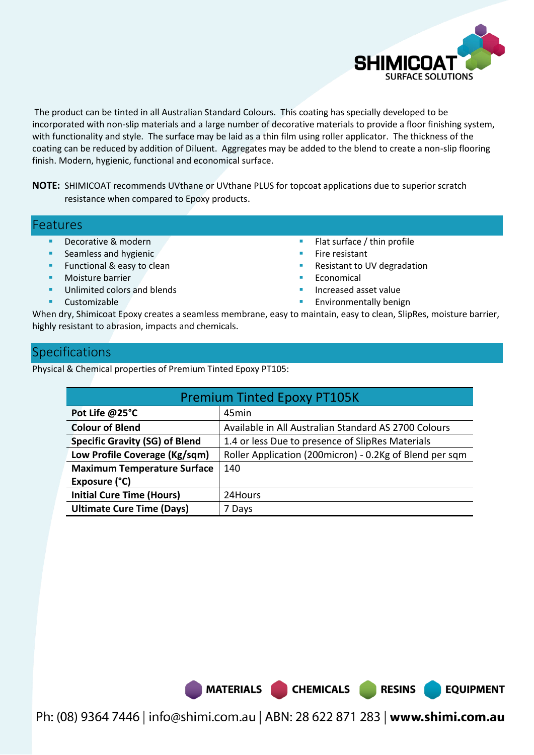The product can be tinted in all Australian Standard Colours. This coating has specially developed to be incorporated with non-slip materials and a large number of decorative materials to provide a floor finishing system, with functionality and style. The surface may be laid as a thin film using roller applicator. The thickness of the coating can be reduced by addition of Diluent. Aggregates may be added to the blend to create a non-slip flooring finish. Modern, hygienic, functional and economical surface.

**NOTE:** SHIMICOAT recommends UVthane or UVthane PLUS for topcoat applications due to superior scratch resistance when compared to Epoxy products.

## Features

- Decorative & modern
- Seamless and hygienic
- Functional & easy to clean
- Moisture barrier
- Unlimited colors and blends
- Customizable
- Flat surface / thin profile
- Fire resistant
- Resistant to UV degradation
- Economical
- Increased asset value
- Environmentally benign

When dry, Shimicoat Epoxy creates a seamless membrane, easy to maintain, easy to clean, SlipRes, moisture barrier, highly resistant to abrasion, impacts and chemicals.

## Specifications

Physical & Chemical properties of Premium Tinted Epoxy PT105:

| Premium Tinted Epoxy PT105K | |
|---|---|
| **Pot Life @25°C** | 45min |
| **Colour of Blend** | Available in All Australian Standard AS 2700 Colours |
| **Specific Gravity (SG) of Blend** | 1.4 or less Due to presence of SlipRes Materials |
| **Low Profile Coverage (Kg/sqm)** | Roller Application (200micron) - 0.2Kg of Blend per sqm |
| **Maximum Temperature Surface Exposure (°C)** | 140 |
| **Initial Cure Time (Hours)** | 24Hours |
| **Ultimate Cure Time (Days)** | 7 Days |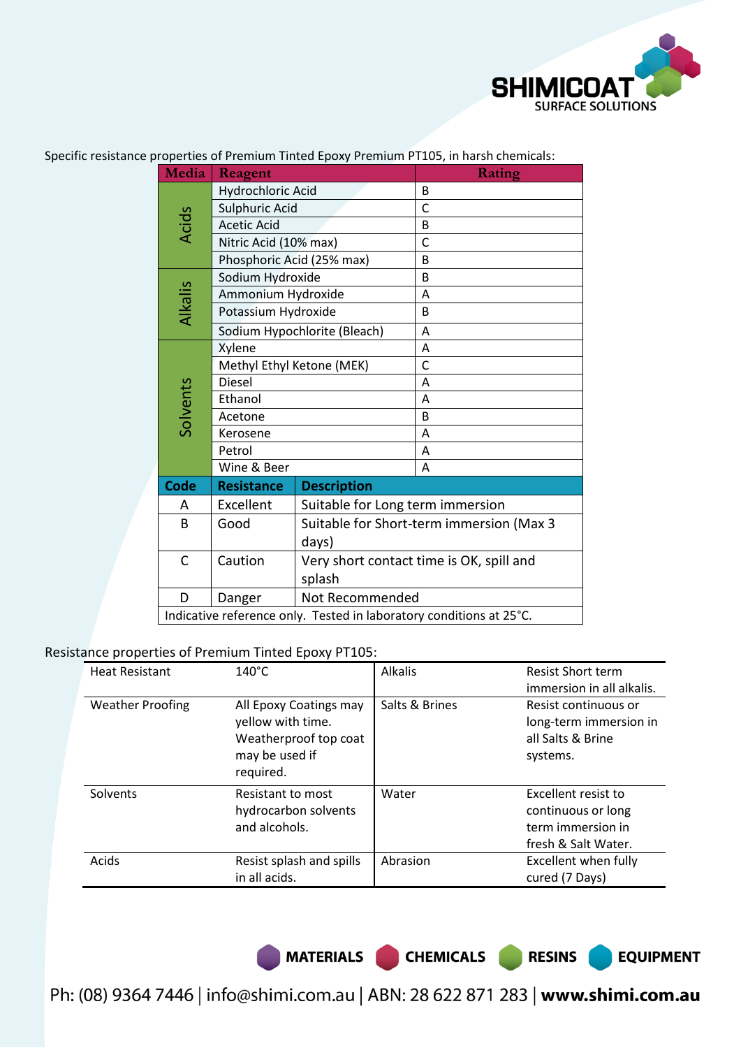Specific resistance properties of Premium Tinted Epoxy Premium PT105, in harsh chemicals:

| Media | Reagent | Rating |
|---|---|---|
| Acids | Hydrochloric Acid | B |
| | Sulphuric Acid | C |
| | Acetic Acid | B |
| | Nitric Acid (10% max) | C |
| | Phosphoric Acid (25% max) | B |
| Alkalis | Sodium Hydroxide | B |
| | Ammonium Hydroxide | A |
| | Potassium Hydroxide | B |
| | Sodium Hypochlorite (Bleach) | A |
| Solvents | Xylene | A |
| | Methyl Ethyl Ketone (MEK) | C |
| | Diesel | A |
| | Ethanol | A |
| | Acetone | B |
| | Kerosene | A |
| | Petrol | A |
| | Wine & Beer | A |

| Code | Resistance | Description |
|---|---|---|
| A | Excellent | Suitable for Long term immersion |
| B | Good | Suitable for Short-term immersion (Max 3 days) |
| C | Caution | Very short contact time is OK, spill and splash |
| D | Danger | Not Recommended |

Indicative reference only. Tested in laboratory conditions at 25°C.

Resistance properties of Premium Tinted Epoxy PT105:

| | | | |
|---|---|---|---|
| Heat Resistant | 140°C | Alkalis | Resist Short term immersion in all alkalis. |
| Weather Proofing | All Epoxy Coatings may yellow with time. Weatherproof top coat may be used if required. | Salts & Brines | Resist continuous or long-term immersion in all Salts & Brine systems. |
| Solvents | Resistant to most hydrocarbon solvents and alcohols. | Water | Excellent resist to continuous or long term immersion in fresh & Salt Water. |
| Acids | Resist splash and spills in all acids. | Abrasion | Excellent when fully cured (7 Days) |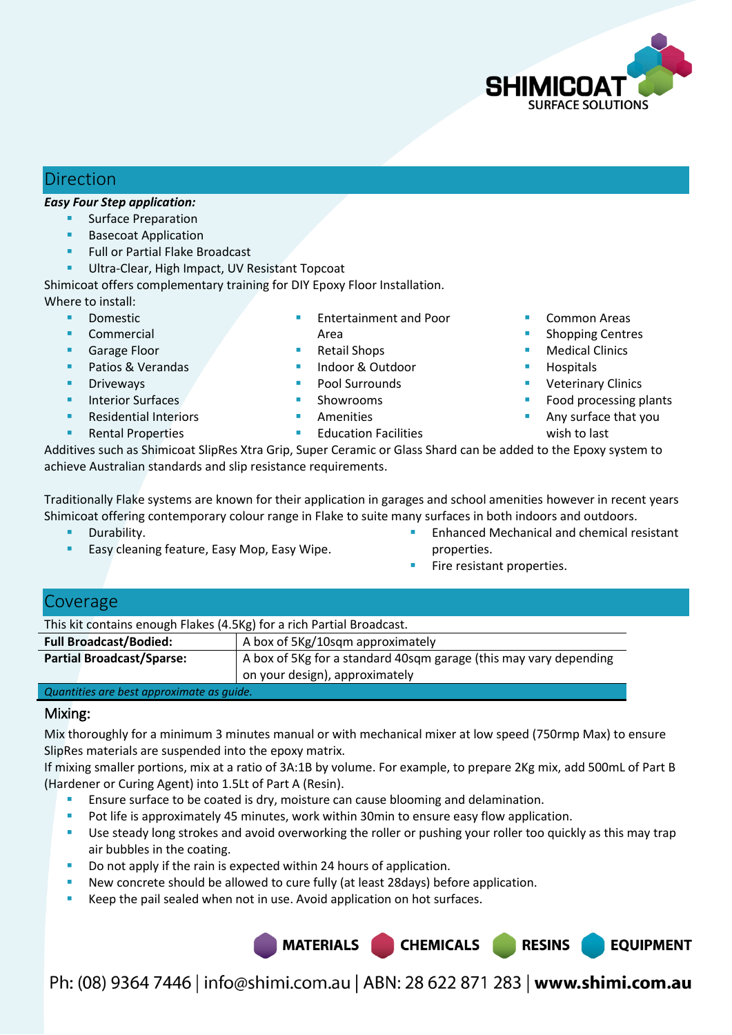## Direction

***Easy Four Step application:***

- Surface Preparation
- Basecoat Application
- Full or Partial Flake Broadcast
- Ultra-Clear, High Impact, UV Resistant Topcoat

Shimicoat offers complementary training for DIY Epoxy Floor Installation.

Where to install:

- Domestic
- Commercial
- Garage Floor
- Patios & Verandas
- Driveways
- Interior Surfaces
- Residential Interiors
- Rental Properties
- Entertainment and Poor Area
- Retail Shops
- Indoor & Outdoor
- Pool Surrounds
- Showrooms
- Amenities
- Education Facilities
- Common Areas
- Shopping Centres
- Medical Clinics
- Hospitals
- Veterinary Clinics
- Food processing plants
- Any surface that you wish to last

Additives such as Shimicoat SlipRes Xtra Grip, Super Ceramic or Glass Shard can be added to the Epoxy system to achieve Australian standards and slip resistance requirements.

Traditionally Flake systems are known for their application in garages and school amenities however in recent years Shimicoat offering contemporary colour range in Flake to suite many surfaces in both indoors and outdoors.

- Durability.
- Easy cleaning feature, Easy Mop, Easy Wipe.
- Enhanced Mechanical and chemical resistant properties.
- Fire resistant properties.

## Coverage

| This kit contains enough Flakes (4.5Kg) for a rich Partial Broadcast. | |
|---|---|
| **Full Broadcast/Bodied:** | A box of 5Kg/10sqm approximately |
| **Partial Broadcast/Sparse:** | A box of 5Kg for a standard 40sqm garage (this may vary depending on your design), approximately |
| *Quantities are best approximate as guide.* | |

### Mixing:

Mix thoroughly for a minimum 3 minutes manual or with mechanical mixer at low speed (750rmp Max) to ensure SlipRes materials are suspended into the epoxy matrix.

If mixing smaller portions, mix at a ratio of 3A:1B by volume. For example, to prepare 2Kg mix, add 500mL of Part B (Hardener or Curing Agent) into 1.5Lt of Part A (Resin).

- Ensure surface to be coated is dry, moisture can cause blooming and delamination.
- Pot life is approximately 45 minutes, work within 30min to ensure easy flow application.
- Use steady long strokes and avoid overworking the roller or pushing your roller too quickly as this may trap air bubbles in the coating.
- Do not apply if the rain is expected within 24 hours of application.
- New concrete should be allowed to cure fully (at least 28days) before application.
- Keep the pail sealed when not in use. Avoid application on hot surfaces.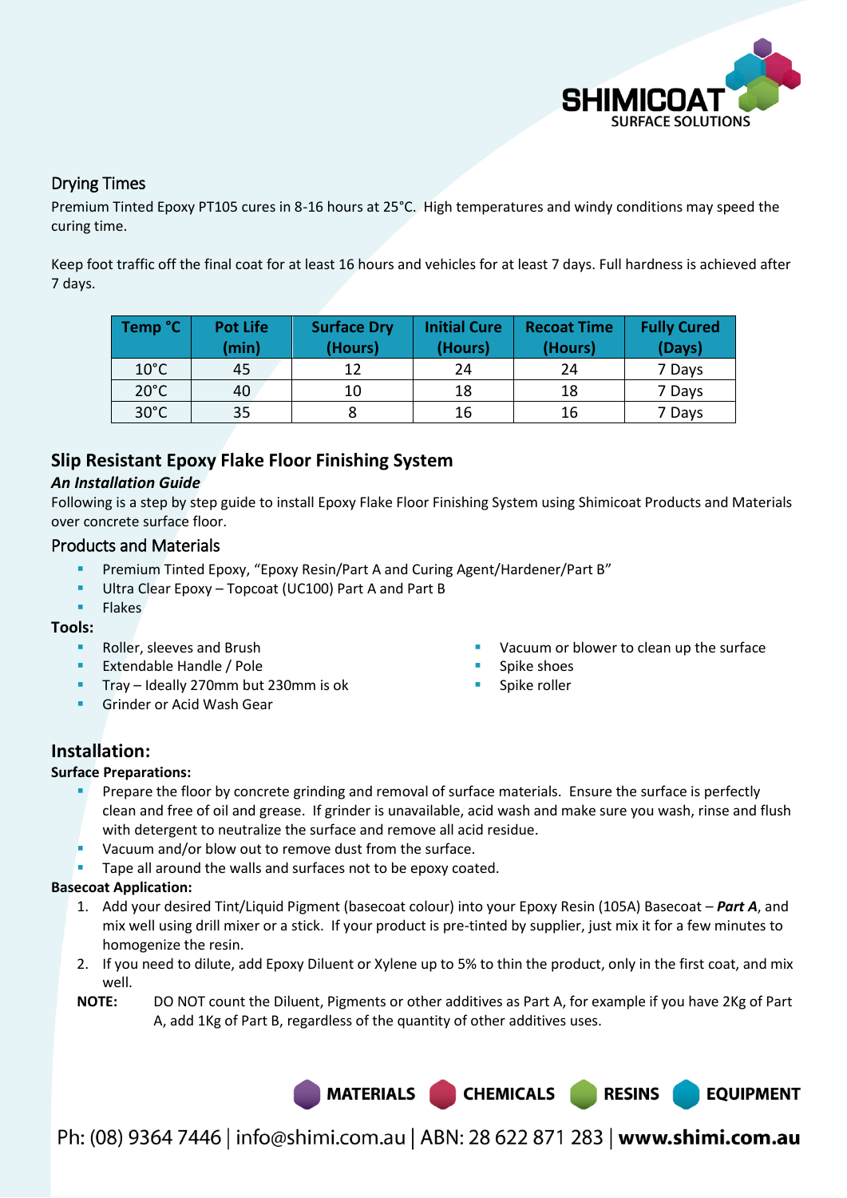## Drying Times

Premium Tinted Epoxy PT105 cures in 8-16 hours at 25°C. High temperatures and windy conditions may speed the curing time.

Keep foot traffic off the final coat for at least 16 hours and vehicles for at least 7 days. Full hardness is achieved after 7 days.

| Temp °C | Pot Life (min) | Surface Dry (Hours) | Initial Cure (Hours) | Recoat Time (Hours) | Fully Cured (Days) |
|---|---|---|---|---|---|
| 10°C | 45 | 12 | 24 | 24 | 7 Days |
| 20°C | 40 | 10 | 18 | 18 | 7 Days |
| 30°C | 35 | 8 | 16 | 16 | 7 Days |

## Slip Resistant Epoxy Flake Floor Finishing System

***An Installation Guide***

Following is a step by step guide to install Epoxy Flake Floor Finishing System using Shimicoat Products and Materials over concrete surface floor.

### Products and Materials

- Premium Tinted Epoxy, "Epoxy Resin/Part A and Curing Agent/Hardener/Part B"
- Ultra Clear Epoxy – Topcoat (UC100) Part A and Part B
- Flakes

**Tools:**

- Roller, sleeves and Brush
- Extendable Handle / Pole
- Tray – Ideally 270mm but 230mm is ok
- Grinder or Acid Wash Gear
- Vacuum or blower to clean up the surface
- Spike shoes
- Spike roller

## Installation:

**Surface Preparations:**

- Prepare the floor by concrete grinding and removal of surface materials. Ensure the surface is perfectly clean and free of oil and grease. If grinder is unavailable, acid wash and make sure you wash, rinse and flush with detergent to neutralize the surface and remove all acid residue.
- Vacuum and/or blow out to remove dust from the surface.
- Tape all around the walls and surfaces not to be epoxy coated.

**Basecoat Application:**

1. Add your desired Tint/Liquid Pigment (basecoat colour) into your Epoxy Resin (105A) Basecoat – ***Part A***, and mix well using drill mixer or a stick. If your product is pre-tinted by supplier, just mix it for a few minutes to homogenize the resin.
2. If you need to dilute, add Epoxy Diluent or Xylene up to 5% to thin the product, only in the first coat, and mix well.

**NOTE:** DO NOT count the Diluent, Pigments or other additives as Part A, for example if you have 2Kg of Part A, add 1Kg of Part B, regardless of the quantity of other additives uses.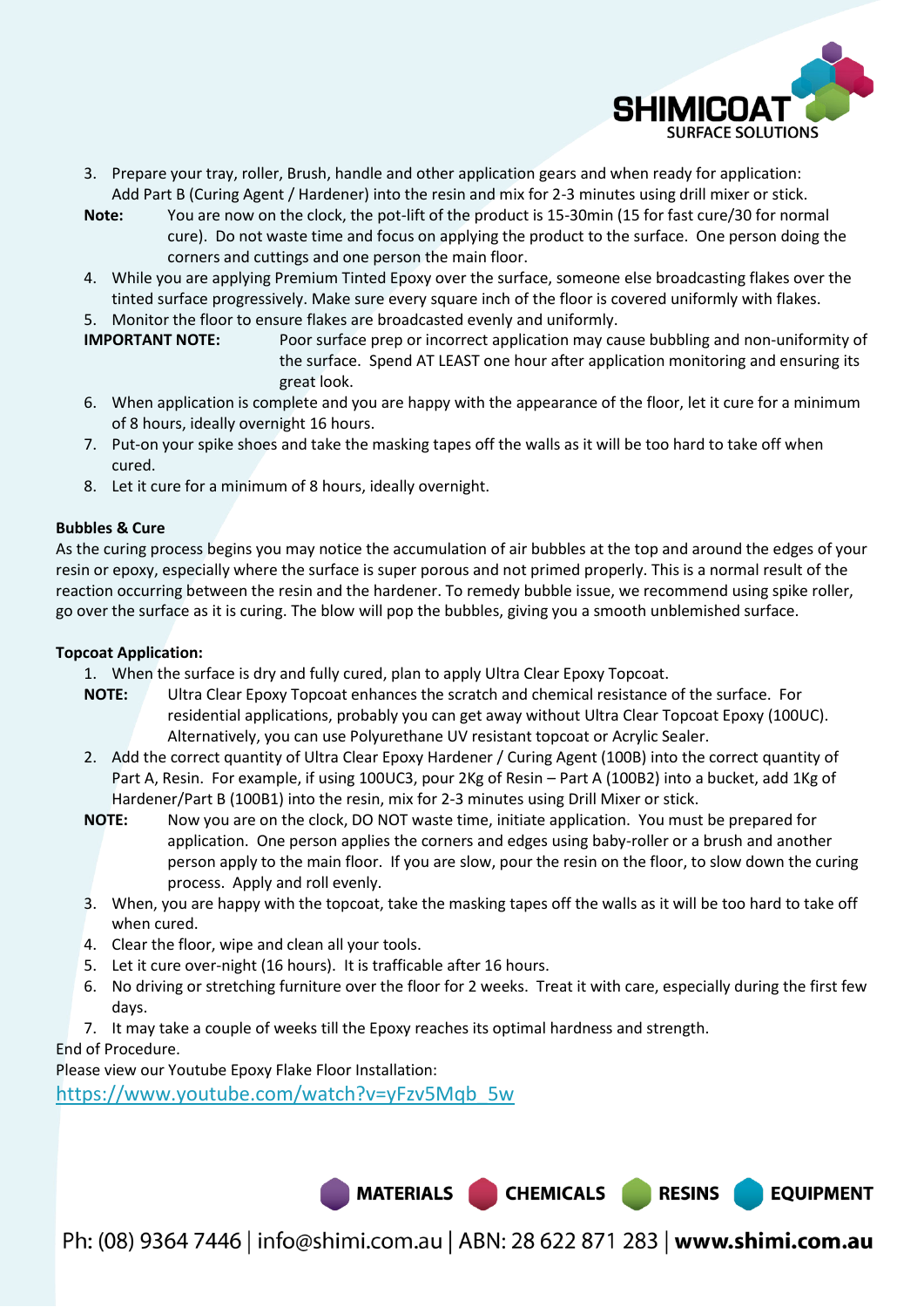3. Prepare your tray, roller, Brush, handle and other application gears and when ready for application: Add Part B (Curing Agent / Hardener) into the resin and mix for 2-3 minutes using drill mixer or stick.

**Note:** You are now on the clock, the pot-lift of the product is 15-30min (15 for fast cure/30 for normal cure). Do not waste time and focus on applying the product to the surface. One person doing the corners and cuttings and one person the main floor.

4. While you are applying Premium Tinted Epoxy over the surface, someone else broadcasting flakes over the tinted surface progressively. Make sure every square inch of the floor is covered uniformly with flakes.
5. Monitor the floor to ensure flakes are broadcasted evenly and uniformly.

**IMPORTANT NOTE:** Poor surface prep or incorrect application may cause bubbling and non-uniformity of the surface. Spend AT LEAST one hour after application monitoring and ensuring its great look.

6. When application is complete and you are happy with the appearance of the floor, let it cure for a minimum of 8 hours, ideally overnight 16 hours.
7. Put-on your spike shoes and take the masking tapes off the walls as it will be too hard to take off when cured.
8. Let it cure for a minimum of 8 hours, ideally overnight.

**Bubbles & Cure**

As the curing process begins you may notice the accumulation of air bubbles at the top and around the edges of your resin or epoxy, especially where the surface is super porous and not primed properly. This is a normal result of the reaction occurring between the resin and the hardener. To remedy bubble issue, we recommend using spike roller, go over the surface as it is curing. The blow will pop the bubbles, giving you a smooth unblemished surface.

**Topcoat Application:**

1. When the surface is dry and fully cured, plan to apply Ultra Clear Epoxy Topcoat.

**NOTE:** Ultra Clear Epoxy Topcoat enhances the scratch and chemical resistance of the surface. For residential applications, probably you can get away without Ultra Clear Topcoat Epoxy (100UC). Alternatively, you can use Polyurethane UV resistant topcoat or Acrylic Sealer.

2. Add the correct quantity of Ultra Clear Epoxy Hardener / Curing Agent (100B) into the correct quantity of Part A, Resin. For example, if using 100UC3, pour 2Kg of Resin – Part A (100B2) into a bucket, add 1Kg of Hardener/Part B (100B1) into the resin, mix for 2-3 minutes using Drill Mixer or stick.

**NOTE:** Now you are on the clock, DO NOT waste time, initiate application. You must be prepared for application. One person applies the corners and edges using baby-roller or a brush and another person apply to the main floor. If you are slow, pour the resin on the floor, to slow down the curing process. Apply and roll evenly.

3. When, you are happy with the topcoat, take the masking tapes off the walls as it will be too hard to take off when cured.
4. Clear the floor, wipe and clean all your tools.
5. Let it cure over-night (16 hours). It is trafficable after 16 hours.
6. No driving or stretching furniture over the floor for 2 weeks. Treat it with care, especially during the first few days.
7. It may take a couple of weeks till the Epoxy reaches its optimal hardness and strength.

End of Procedure.

Please view our Youtube Epoxy Flake Floor Installation:

https://www.youtube.com/watch?v=yFzv5Mqb_5w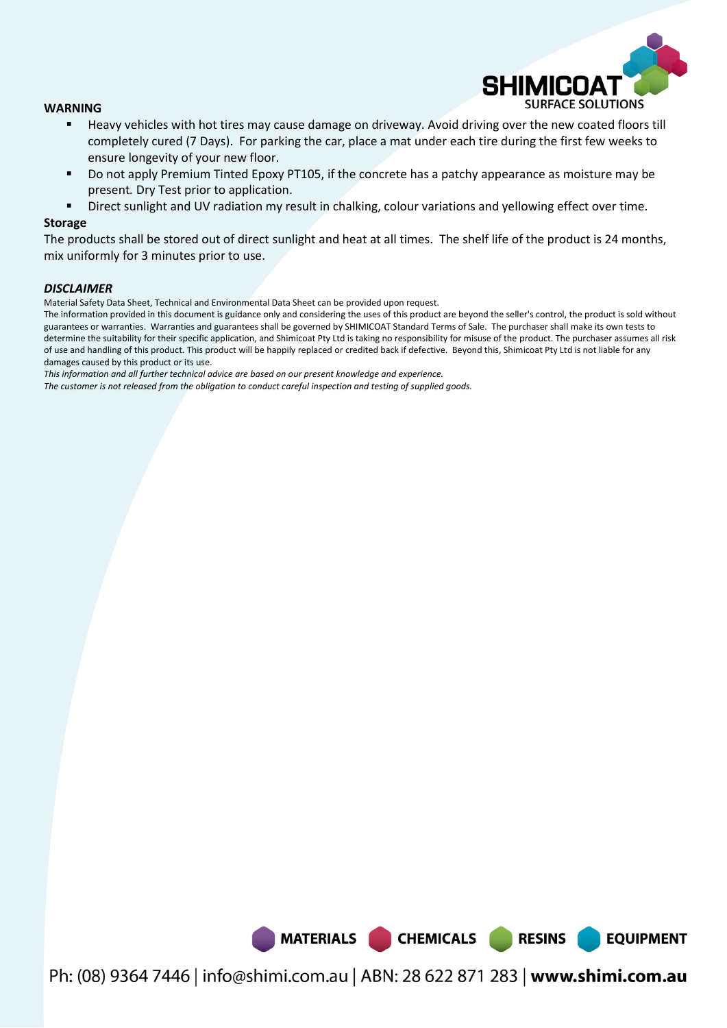**WARNING**

- Heavy vehicles with hot tires may cause damage on driveway. Avoid driving over the new coated floors till completely cured (7 Days). For parking the car, place a mat under each tire during the first few weeks to ensure longevity of your new floor.
- Do not apply Premium Tinted Epoxy PT105, if the concrete has a patchy appearance as moisture may be present. Dry Test prior to application.
- Direct sunlight and UV radiation my result in chalking, colour variations and yellowing effect over time.

**Storage**

The products shall be stored out of direct sunlight and heat at all times. The shelf life of the product is 24 months, mix uniformly for 3 minutes prior to use.

***DISCLAIMER***

Material Safety Data Sheet, Technical and Environmental Data Sheet can be provided upon request.
The information provided in this document is guidance only and considering the uses of this product are beyond the seller's control, the product is sold without guarantees or warranties. Warranties and guarantees shall be governed by SHIMICOAT Standard Terms of Sale. The purchaser shall make its own tests to determine the suitability for their specific application, and Shimicoat Pty Ltd is taking no responsibility for misuse of the product. The purchaser assumes all risk of use and handling of this product. This product will be happily replaced or credited back if defective. Beyond this, Shimicoat Pty Ltd is not liable for any damages caused by this product or its use.

*This information and all further technical advice are based on our present knowledge and experience.*
*The customer is not released from the obligation to conduct careful inspection and testing of supplied goods.*